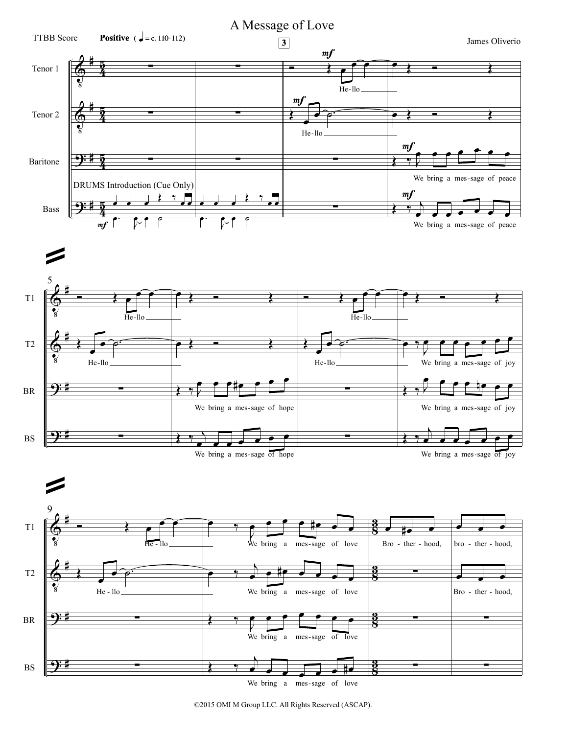# A Message of Love

TTBB Score **Positive** (♩ = c. 110-112)

James Oliverio

Tenor 1, Tenor 2, Baritone, Bass

DRUMS Introduction (Cue Only)

Hello

We bring a message of peace

We bring a message of hope

We bring a message of joy

We bring a message of love

Brotherhood, brotherhood,

©2015 OMI M Group LLC. All Rights Reserved (ASCAP).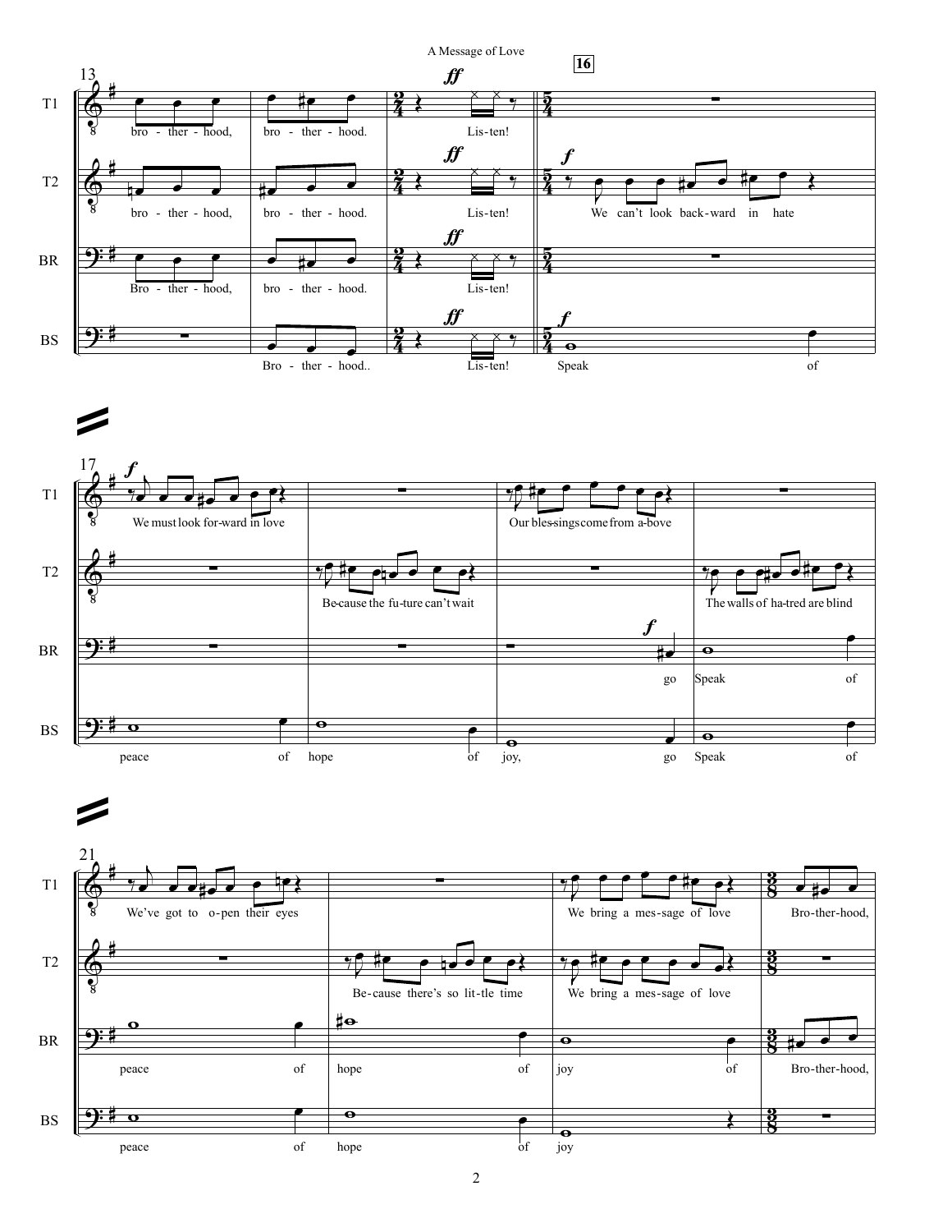**16**

T1: bro - ther - hood, bro - ther - hood. *ff* Lis - ten!

T2: bro - ther - hood, bro - ther - hood. *ff* Lis - ten! *f* We can't look back - ward in hate

BR: Bro - ther - hood, bro - ther - hood. *ff* Lis - ten!

BS: Bro - ther - hood.. *ff* Lis - ten! *f* Speak of

T1: *f* We must look for - ward in love Our bles - sings come from a - bove

T2: Be - cause the fu - ture can't wait The walls of ha - tred are blind

BR: *f* go Speak of

BS: peace of hope of joy, go Speak of

T1: We've got to o - pen their eyes We bring a mes - sage of love Bro - ther - hood,

T2: Be - cause there's so lit - tle time We bring a mes - sage of love

BR: peace of hope of joy of Bro - ther - hood,

BS: peace of hope of joy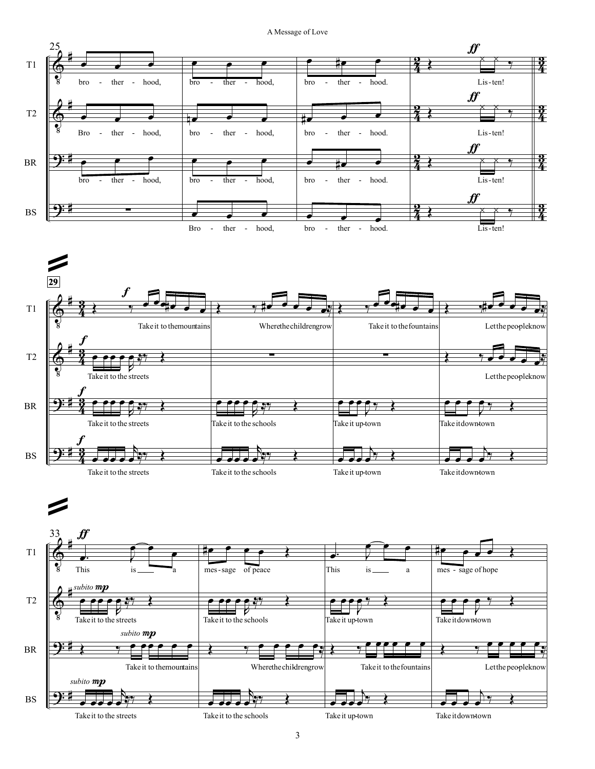25

**T1:** bro - ther - hood, bro - ther - hood, bro - ther - hood. Lis - ten!

**T2:** Bro - ther - hood, bro - ther - hood, bro - ther - hood. Lis - ten!

**BR:** bro - ther - hood, bro - ther - hood, bro - ther - hood. Lis - ten!

**BS:** Bro - ther - hood, bro - ther - hood. Lis - ten!

29

**T1:** Take it to the mountains Where the children grow Take it to the fountains Let the peo-ple know

**T2:** Take it to the streets Let the peo-ple know

**BR:** Take it to the streets Take it to the schools Take it up-town Take it down-town

**BS:** Take it to the streets Take it to the schools Take it up-town Take it down-town

33

**T1:** This is ___ a mes - sage of peace This is ___ a mes - sage of hope

**T2:** *subito mp* Take it to the streets Take it to the schools Take it up-town Take it down-town

**BR:** *subito mp* Take it to the mountains Where the children grow Take it to the fountains Let the peo-ple know

**BS:** *subito mp* Take it to the streets Take it to the schools Take it up-town Take it down-town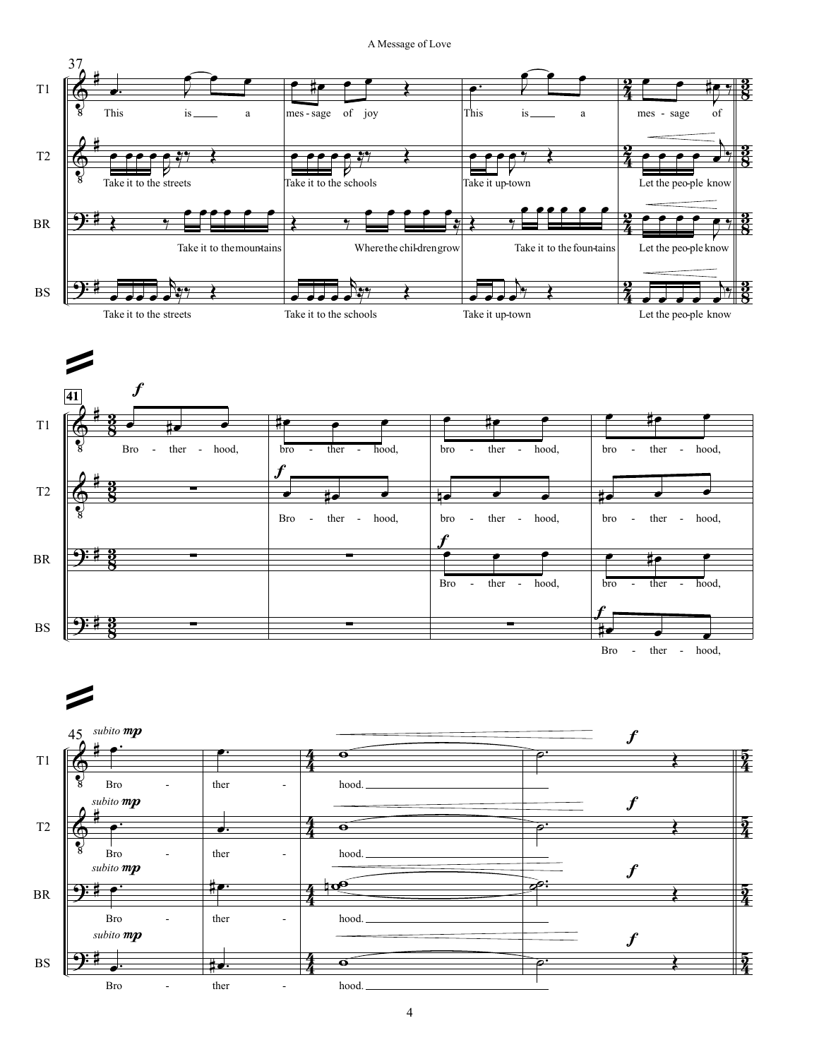37

**T1:** This is a mes - sage of joy This is a mes - sage of

**T2:** Take it to the streets Take it to the schools Take it up-town Let the peo-ple know

**BR:** Take it to the moun-tains Where the chil-dren grow Take it to the foun-tains Let the peo-ple know

**BS:** Take it to the streets Take it to the schools Take it up-town Let the peo-ple know

41

*f*

**T1:** Bro - ther - hood, bro - ther - hood, bro - ther - hood, bro - ther - hood,

**T2:** Bro - ther - hood, bro - ther - hood, bro - ther - hood,

**BR:** Bro - ther - hood, bro - ther - hood,

**BS:** Bro - ther - hood,

45

*subito mp* — *f*

**T1:** Bro - ther - hood.

**T2:** Bro - ther - hood.

**BR:** Bro - ther - hood.

**BS:** Bro - ther - hood.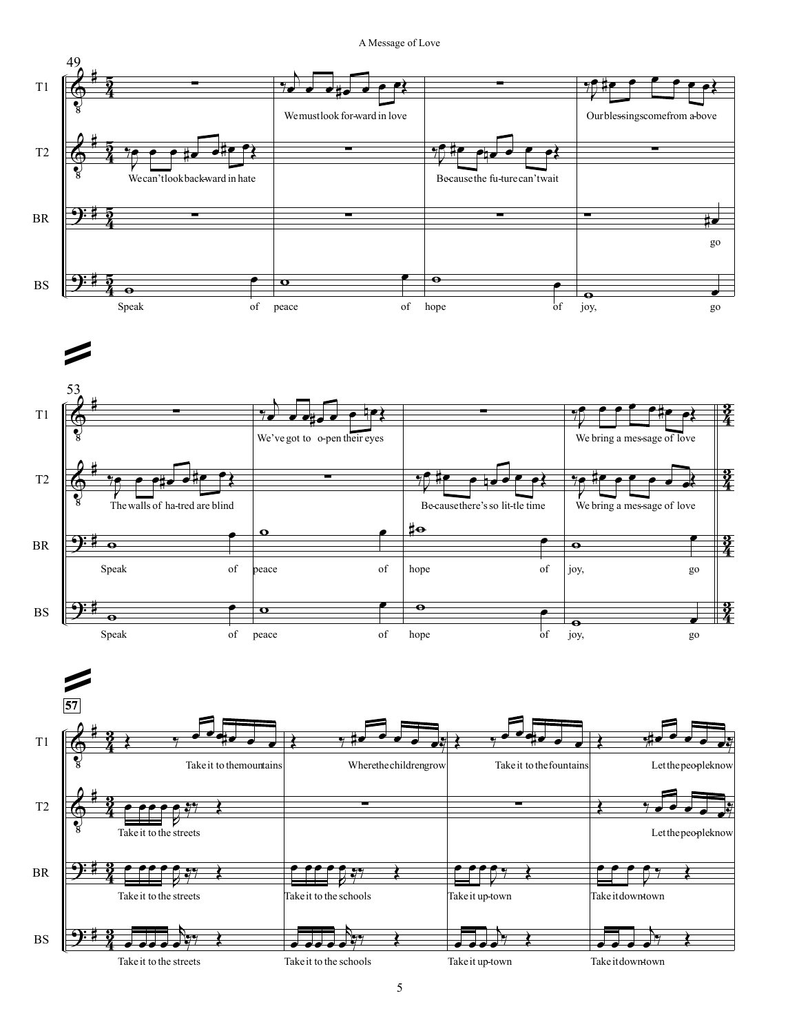**49**

T1: We must look for-ward in love — Our bless-ings come from a-bove

T2: We can't look back-ward in hate — Be-cause the fu-ture can't wait

BR: go

BS: Speak of peace of hope of joy, go

**53**

T1: We've got to o-pen their eyes — We bring a mes-sage of love

T2: The walls of ha-tred are blind — Be-cause there's so lit-tle time — We bring a mes-sage of love

BR: Speak of peace of hope of joy, go

BS: Speak of peace of hope of joy, go

**57**

T1: Take it to the moun-tains — Where the chil-dren grow — Take it to the foun-tains — Let the peo-ple know

T2: Take it to the streets — Let the peo-ple know

BR: Take it to the streets — Take it to the schools — Take it up-town — Take it down-town

BS: Take it to the streets — Take it to the schools — Take it up-town — Take it down-town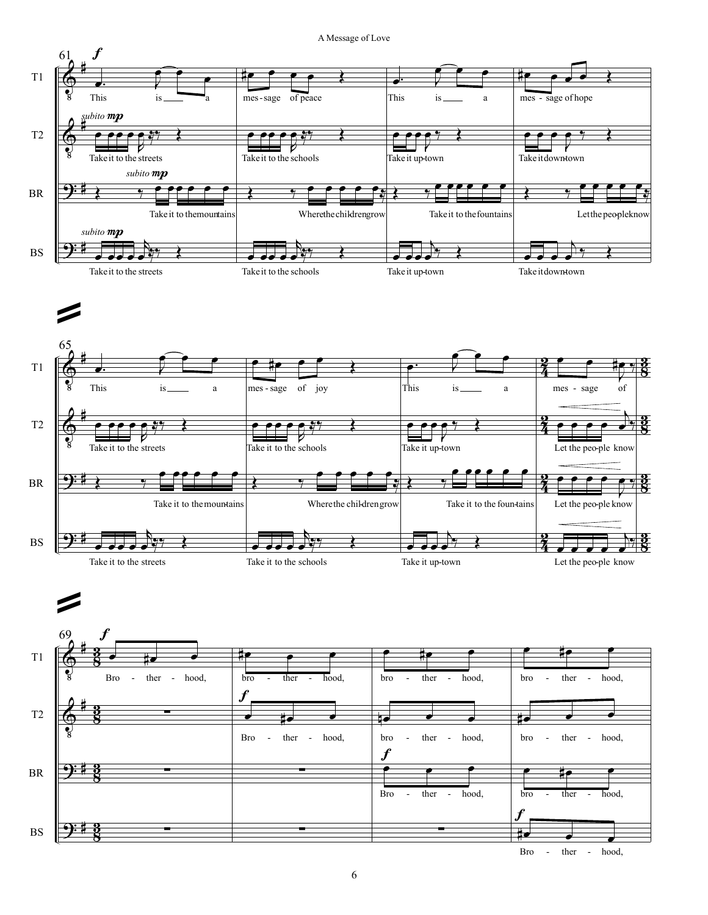**61**

T1 (*f*): This is a mes-sage of peace This is a mes-sage of hope

T2 (*subito mp*): Take it to the streets Take it to the schools Take it up-town Take it down-town

BR (*subito mp*): Take it to the mountains Where the chil-dren grow Take it to the fountains Let the peo-ple know

BS (*subito mp*): Take it to the streets Take it to the schools Take it up-town Take it down-town

**65**

T1: This is a mes-sage of joy This is a mes-sage of

T2: Take it to the streets Take it to the schools Take it up-town Let the peo-ple know

BR: Take it to the moun-tains Where the chil-dren grow Take it to the foun-tains Let the peo-ple know

BS: Take it to the streets Take it to the schools Take it up-town Let the peo-ple know

**69**

T1 (*f*): Bro - ther - hood, bro - ther - hood, bro - ther - hood, bro - ther - hood,

T2 (*f*): Bro - ther - hood, bro - ther - hood, bro - ther - hood,

BR (*f*): Bro - ther - hood, bro - ther - hood,

BS (*f*): Bro - ther - hood,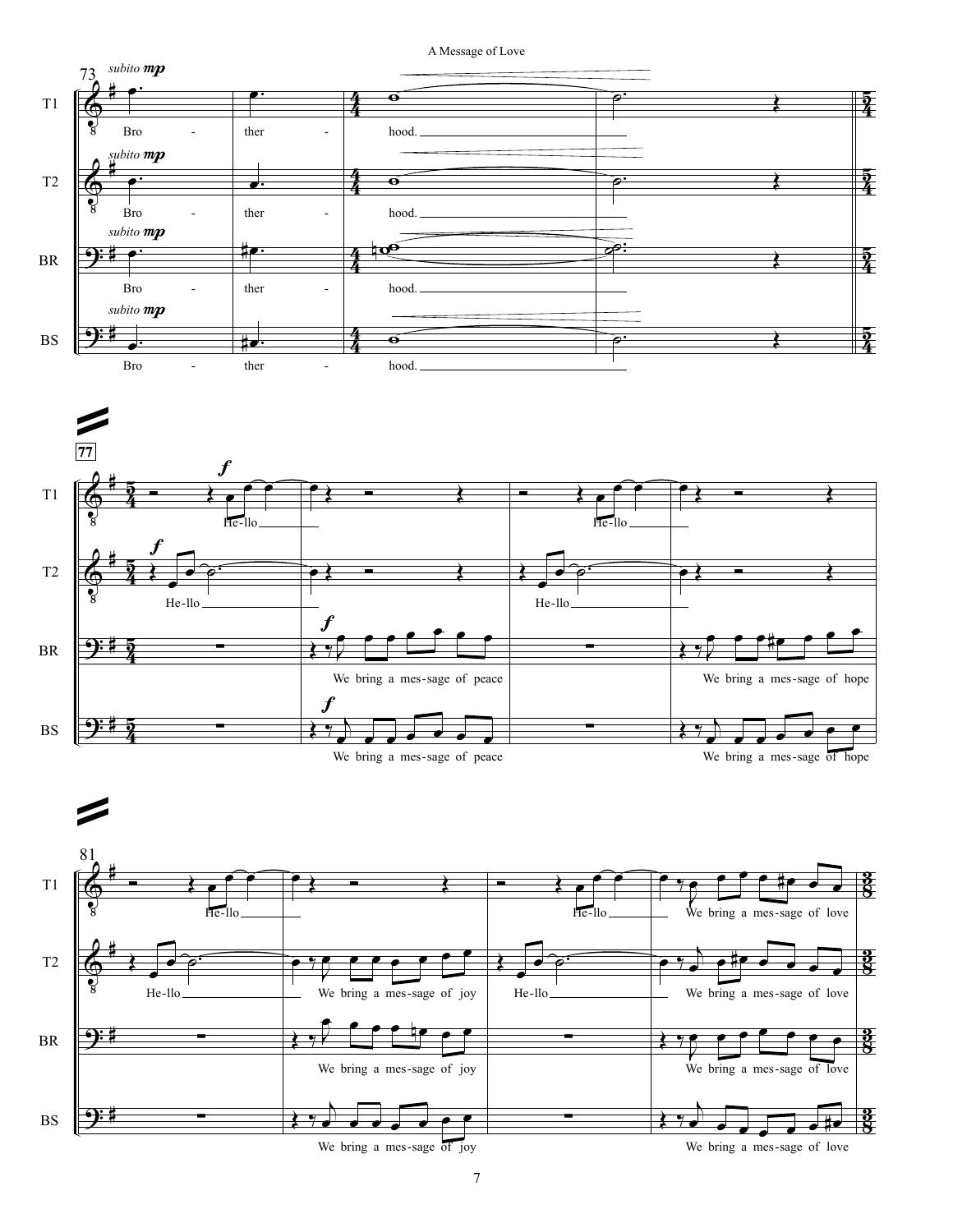**73**

*subito* **mp**

T1: Bro - ther - hood.

T2: Bro - ther - hood.

BR: Bro - ther - hood.

BS: Bro - ther - hood.

**77**

**f**

T1: He-llo He-llo

T2: He-llo He-llo

BR: We bring a mes-sage of peace We bring a mes-sage of hope

BS: We bring a mes-sage of peace We bring a mes-sage of hope

**81**

T1: He-llo He-llo We bring a mes-sage of love

T2: He-llo We bring a mes-sage of joy He-llo We bring a mes-sage of love

BR: We bring a mes-sage of joy We bring a mes-sage of love

BS: We bring a mes-sage of joy We bring a mes-sage of love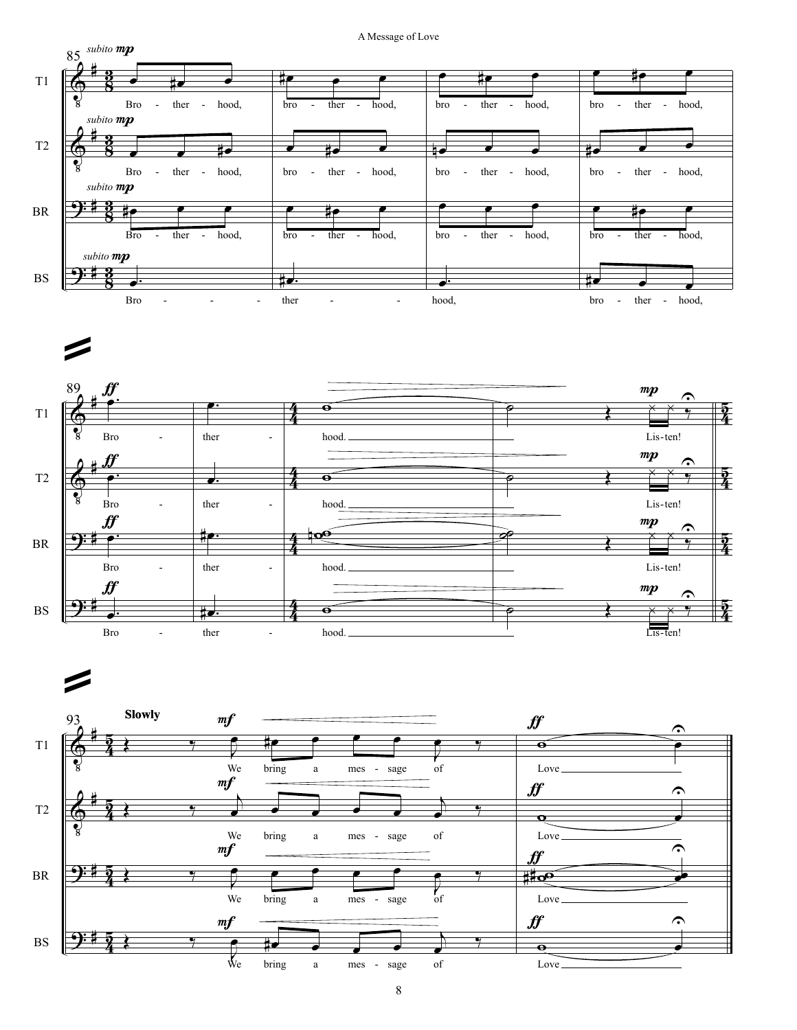85

*subito* **mp**

T1: Bro - ther - hood, bro - ther - hood, bro - ther - hood, bro - ther - hood,

T2: Bro - ther - hood, bro - ther - hood, bro - ther - hood, bro - ther - hood,

BR: Bro - ther - hood, bro - ther - hood, bro - ther - hood, bro - ther - hood,

BS: Bro - ther - hood, bro - ther - hood,

89

**ff**

T1: Bro - ther - hood.

T2: Bro - ther - hood.

BR: Bro - ther - hood.

BS: Bro - ther - hood.

**mp**

Lis-ten!

93 **Slowly**

**mf**

We bring a mes - sage of

**ff**

Love